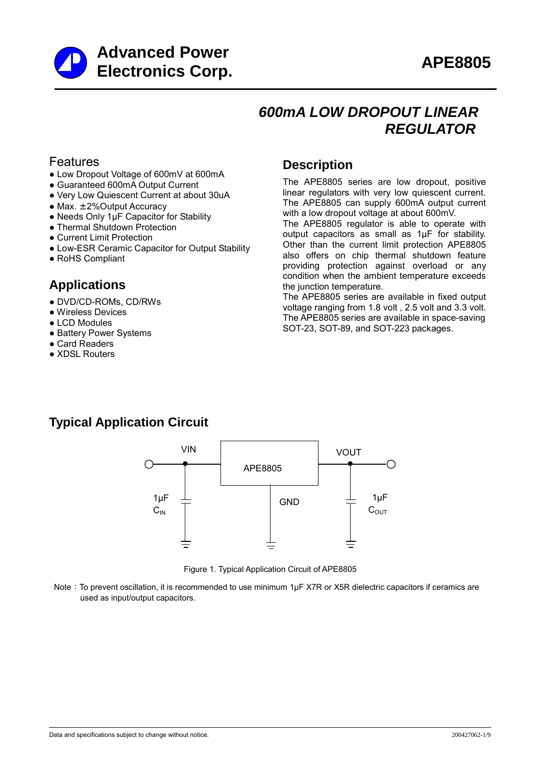# Advanced Power Electronics Corp.

**APE8805**

## *600mA LOW DROPOUT LINEAR REGULATOR*

## Features

- Low Dropout Voltage of 600mV at 600mA
- Guaranteed 600mA Output Current
- Very Low Quiescent Current at about 30uA
- Max. ±2%Output Accuracy
- Needs Only 1μF Capacitor for Stability
- Thermal Shutdown Protection
- Current Limit Protection
- Low-ESR Ceramic Capacitor for Output Stability
- RoHS Compliant

## Applications

- DVD/CD-ROMs, CD/RWs
- Wireless Devices
- LCD Modules
- Battery Power Systems
- Card Readers
- XDSL Routers

## Description

The APE8805 series are low dropout, positive linear regulators with very low quiescent current. The APE8805 can supply 600mA output current with a low dropout voltage at about 600mV.

The APE8805 regulator is able to operate with output capacitors as small as 1μF for stability. Other than the current limit protection APE8805 also offers on chip thermal shutdown feature providing protection against overload or any condition when the ambient temperature exceeds the junction temperature.

The APE8805 series are available in fixed output voltage ranging from 1.8 volt , 2.5 volt and 3.3 volt. The APE8805 series are available in space-saving SOT-23, SOT-89, and SOT-223 packages.

## Typical Application Circuit

VIN — APE8805 — VOUT; GND; 1μF $C_{IN}$; 1μF $C_{OUT}$

Figure 1. Typical Application Circuit of APE8805

Note：To prevent oscillation, it is recommended to use minimum 1μF X7R or X5R dielectric capacitors if ceramics are used as input/output capacitors.

Data and specifications subject to change without notice.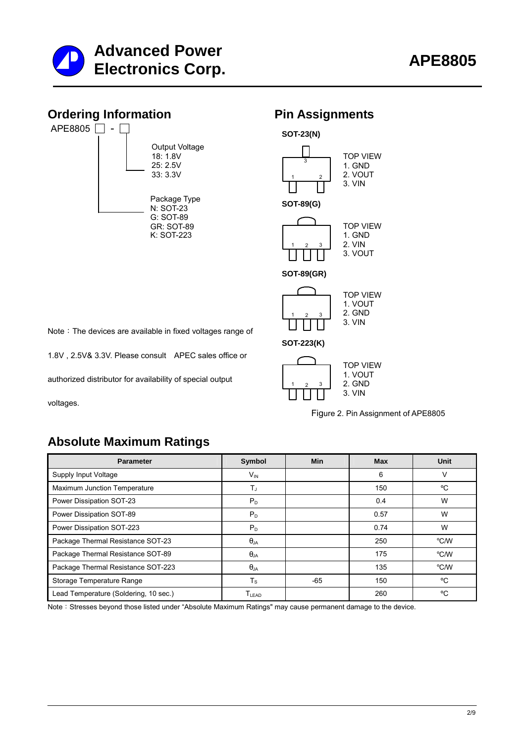## Ordering Information

APE8805 □ - □

Output Voltage
18: 1.8V
25: 2.5V
33: 3.3V

Package Type
N: SOT-23
G: SOT-89
GR: SOT-89
K: SOT-223

Note：The devices are available in fixed voltages range of 1.8V , 2.5V& 3.3V. Please consult APEC sales office or authorized distributor for availability of special output voltages.

## Pin Assignments

**SOT-23(N)**

TOP VIEW
1. GND
2. VOUT
3. VIN

**SOT-89(G)**

TOP VIEW
1. GND
2. VIN
3. VOUT

**SOT-89(GR)**

TOP VIEW
1. VOUT
2. GND
3. VIN

**SOT-223(K)**

TOP VIEW
1. VOUT
2. GND
3. VIN

Figure 2. Pin Assignment of APE8805

## Absolute Maximum Ratings

| Parameter | Symbol | Min | Max | Unit |
|---|---|---|---|---|
| Supply Input Voltage | $V_{IN}$ | | 6 | V |
| Maximum Junction Temperature | $T_J$ | | 150 | °C |
| Power Dissipation SOT-23 | $P_D$ | | 0.4 | W |
| Power Dissipation SOT-89 | $P_D$ | | 0.57 | W |
| Power Dissipation SOT-223 | $P_D$ | | 0.74 | W |
| Package Thermal Resistance SOT-23 | $\theta_{JA}$ | | 250 | °C/W |
| Package Thermal Resistance SOT-89 | $\theta_{JA}$ | | 175 | °C/W |
| Package Thermal Resistance SOT-223 | $\theta_{JA}$ | | 135 | °C/W |
| Storage Temperature Range | $T_S$ | -65 | 150 | °C |
| Lead Temperature (Soldering, 10 sec.) | $T_{LEAD}$ | | 260 | °C |

Note：Stresses beyond those listed under "Absolute Maximum Ratings" may cause permanent damage to the device.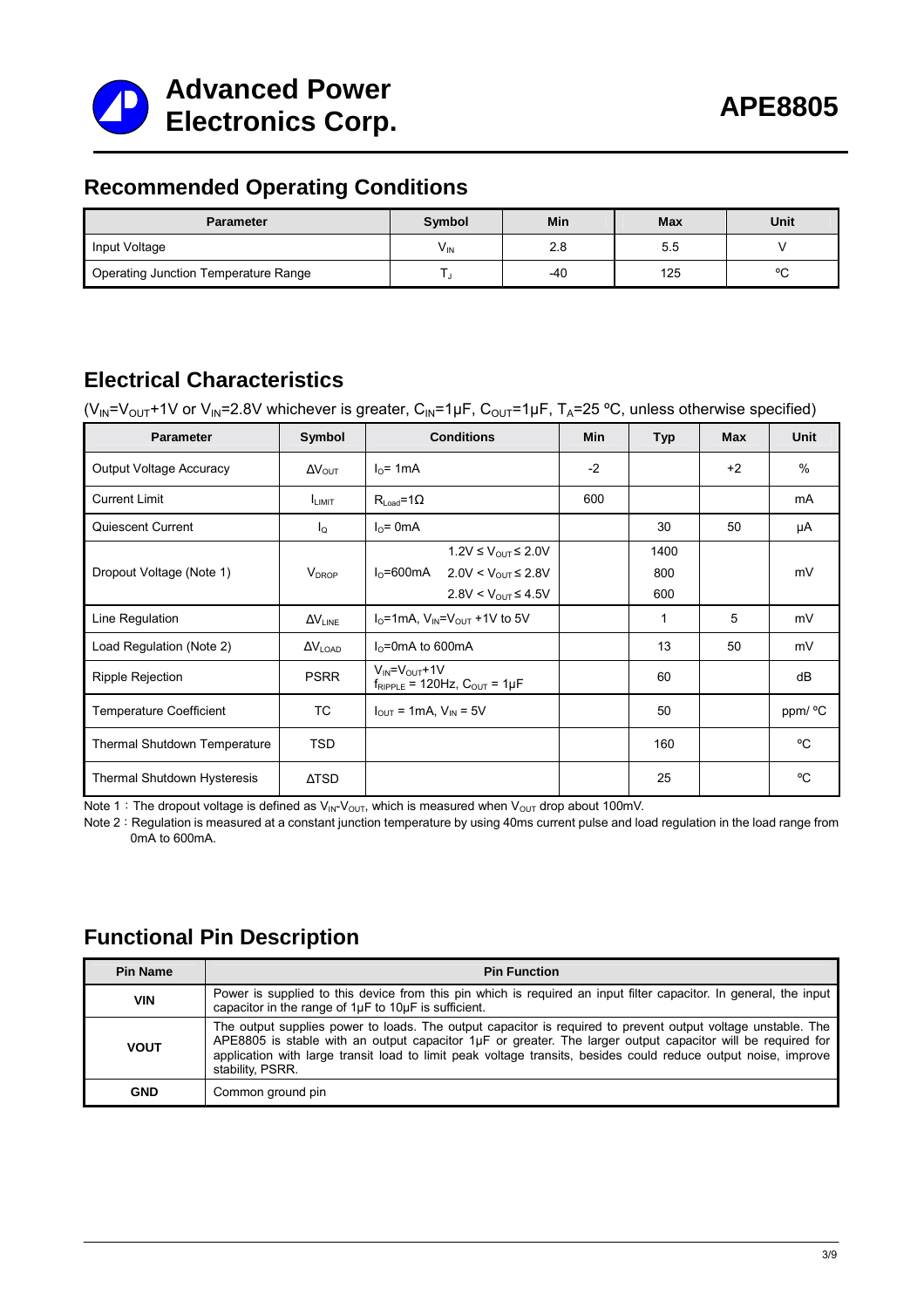## Recommended Operating Conditions

| Parameter | Symbol | Min | Max | Unit |
|---|---|---|---|---|
| Input Voltage | $V_{IN}$ | 2.8 | 5.5 | V |
| Operating Junction Temperature Range | $T_J$ | -40 | 125 | ºC |

## Electrical Characteristics

($V_{IN}$=$V_{OUT}$+1V or $V_{IN}$=2.8V whichever is greater, $C_{IN}$=1μF, $C_{OUT}$=1μF, $T_A$=25 ºC, unless otherwise specified)

| Parameter | Symbol | Conditions | Min | Typ | Max | Unit |
|---|---|---|---|---|---|---|
| Output Voltage Accuracy | $\Delta V_{OUT}$ | $I_O$= 1mA | -2 | | +2 | % |
| Current Limit | $I_{LIMIT}$ | $R_{Load}$=1Ω | 600 | | | mA |
| Quiescent Current | $I_Q$ | $I_O$= 0mA | | 30 | 50 | μA |
| Dropout Voltage (Note 1) | $V_{DROP}$ | $I_O$=600mA, 1.2V ≤ $V_{OUT}$ ≤ 2.0V | | 1400 | | mV |
| | | $I_O$=600mA, 2.0V < $V_{OUT}$ ≤ 2.8V | | 800 | | mV |
| | | $I_O$=600mA, 2.8V < $V_{OUT}$ ≤ 4.5V | | 600 | | mV |
| Line Regulation | $\Delta V_{LINE}$ | $I_O$=1mA, $V_{IN}$=$V_{OUT}$ +1V to 5V | | 1 | 5 | mV |
| Load Regulation (Note 2) | $\Delta V_{LOAD}$ | $I_O$=0mA to 600mA | | 13 | 50 | mV |
| Ripple Rejection | PSRR | $V_{IN}$=$V_{OUT}$+1V, $f_{RIPPLE}$ = 120Hz, $C_{OUT}$ = 1μF | | 60 | | dB |
| Temperature Coefficient | TC | $I_{OUT}$ = 1mA, $V_{IN}$ = 5V | | 50 | | ppm/ ºC |
| Thermal Shutdown Temperature | TSD | | | 160 | | ºC |
| Thermal Shutdown Hysteresis | ΔTSD | | | 25 | | ºC |

Note 1：The dropout voltage is defined as $V_{IN}$-$V_{OUT}$, which is measured when $V_{OUT}$ drop about 100mV.

Note 2：Regulation is measured at a constant junction temperature by using 40ms current pulse and load regulation in the load range from 0mA to 600mA.

## Functional Pin Description

| Pin Name | Pin Function |
|---|---|
| **VIN** | Power is supplied to this device from this pin which is required an input filter capacitor. In general, the input capacitor in the range of 1μF to 10μF is sufficient. |
| **VOUT** | The output supplies power to loads. The output capacitor is required to prevent output voltage unstable. The APE8805 is stable with an output capacitor 1μF or greater. The larger output capacitor will be required for application with large transit load to limit peak voltage transits, besides could reduce output noise, improve stability, PSRR. |
| **GND** | Common ground pin |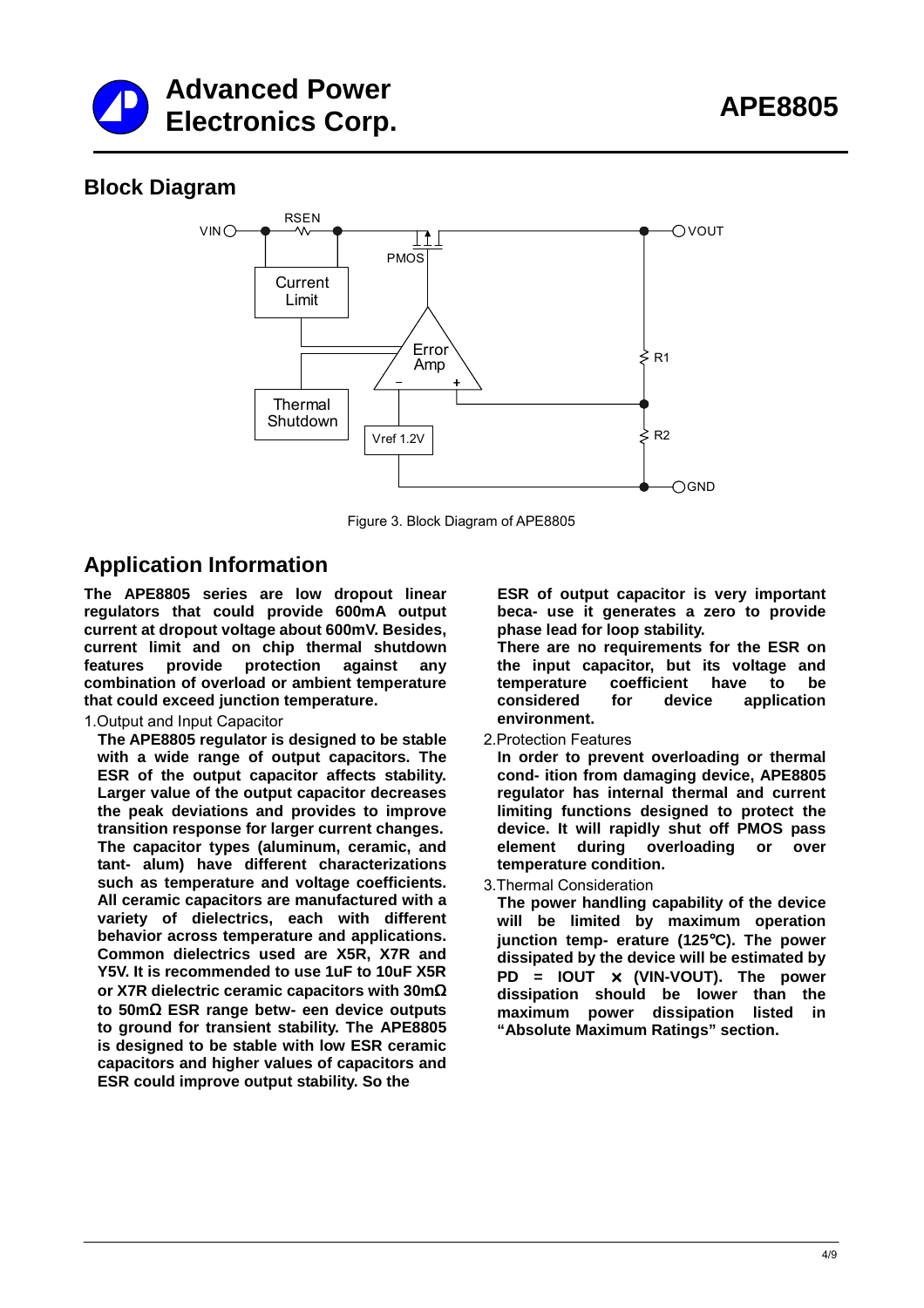## Block Diagram

Figure 3. Block Diagram of APE8805

## Application Information

**The APE8805 series are low dropout linear regulators that could provide 600mA output current at dropout voltage about 600mV. Besides, current limit and on chip thermal shutdown features provide protection against any combination of overload or ambient temperature that could exceed junction temperature.**

1.Output and Input Capacitor

**The APE8805 regulator is designed to be stable with a wide range of output capacitors. The ESR of the output capacitor affects stability. Larger value of the output capacitor decreases the peak deviations and provides to improve transition response for larger current changes. The capacitor types (aluminum, ceramic, and tant- alum) have different characterizations such as temperature and voltage coefficients. All ceramic capacitors are manufactured with a variety of dielectrics, each with different behavior across temperature and applications. Common dielectrics used are X5R, X7R and Y5V. It is recommended to use 1uF to 10uF X5R or X7R dielectric ceramic capacitors with 30mΩ to 50mΩ ESR range betw- een device outputs to ground for transient stability. The APE8805 is designed to be stable with low ESR ceramic capacitors and higher values of capacitors and ESR could improve output stability. So the ESR of output capacitor is very important beca- use it generates a zero to provide phase lead for loop stability.**

**There are no requirements for the ESR on the input capacitor, but its voltage and temperature coefficient have to be considered for device application environment.**

2.Protection Features

**In order to prevent overloading or thermal cond- ition from damaging device, APE8805 regulator has internal thermal and current limiting functions designed to protect the device. It will rapidly shut off PMOS pass element during overloading or over temperature condition.**

3.Thermal Consideration

**The power handling capability of the device will be limited by maximum operation junction temp- erature (125°C). The power dissipated by the device will be estimated by PD = IOUT × (VIN-VOUT). The power dissipation should be lower than the maximum power dissipation listed in "Absolute Maximum Ratings" section.**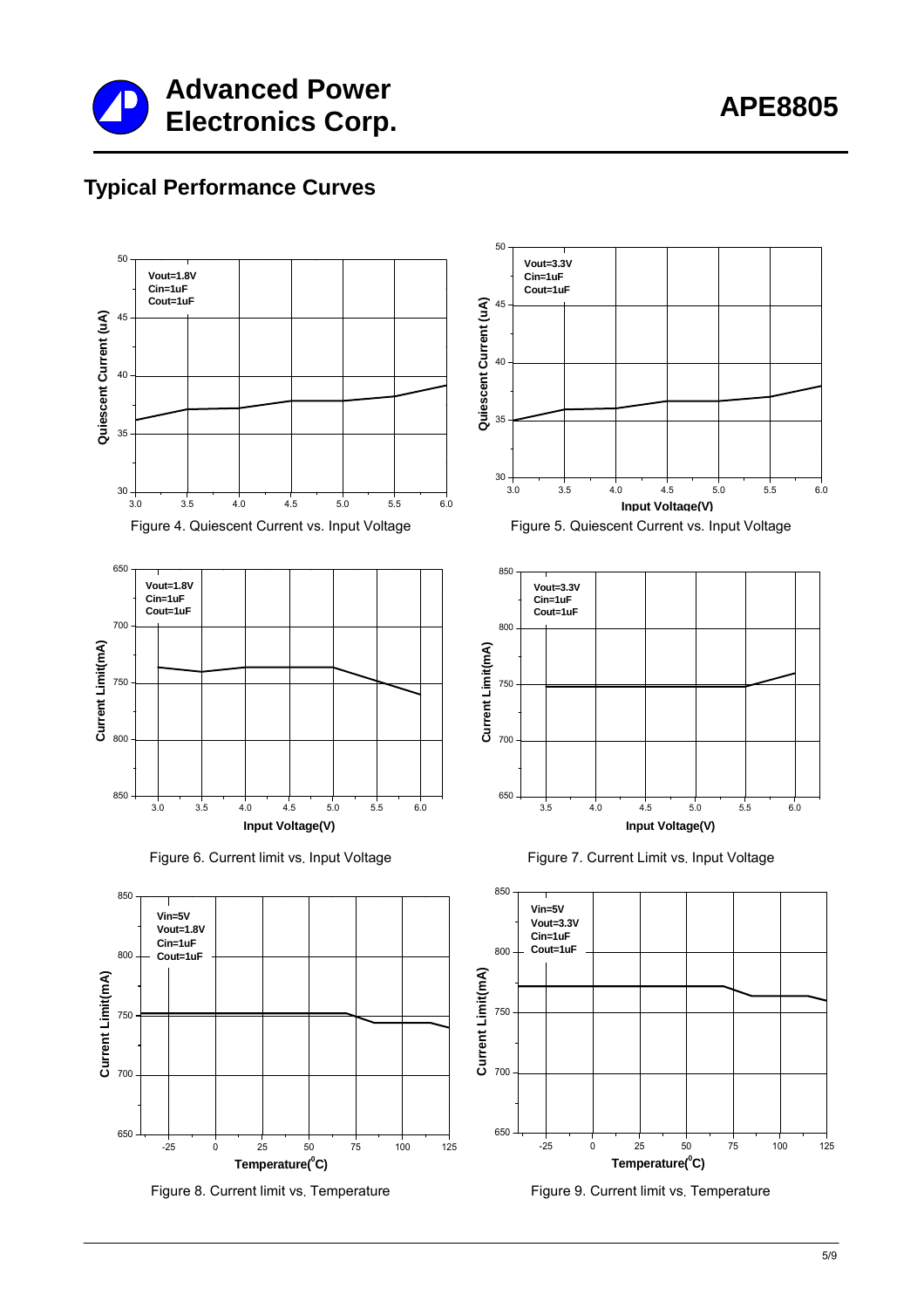## Typical Performance Curves

Figure 4. Quiescent Current vs. Input Voltage

Figure 5. Quiescent Current vs. Input Voltage

Figure 6. Current limit vs. Input Voltage

Figure 7. Current Limit vs. Input Voltage

Figure 8. Current limit vs. Temperature

Figure 9. Current limit vs. Temperature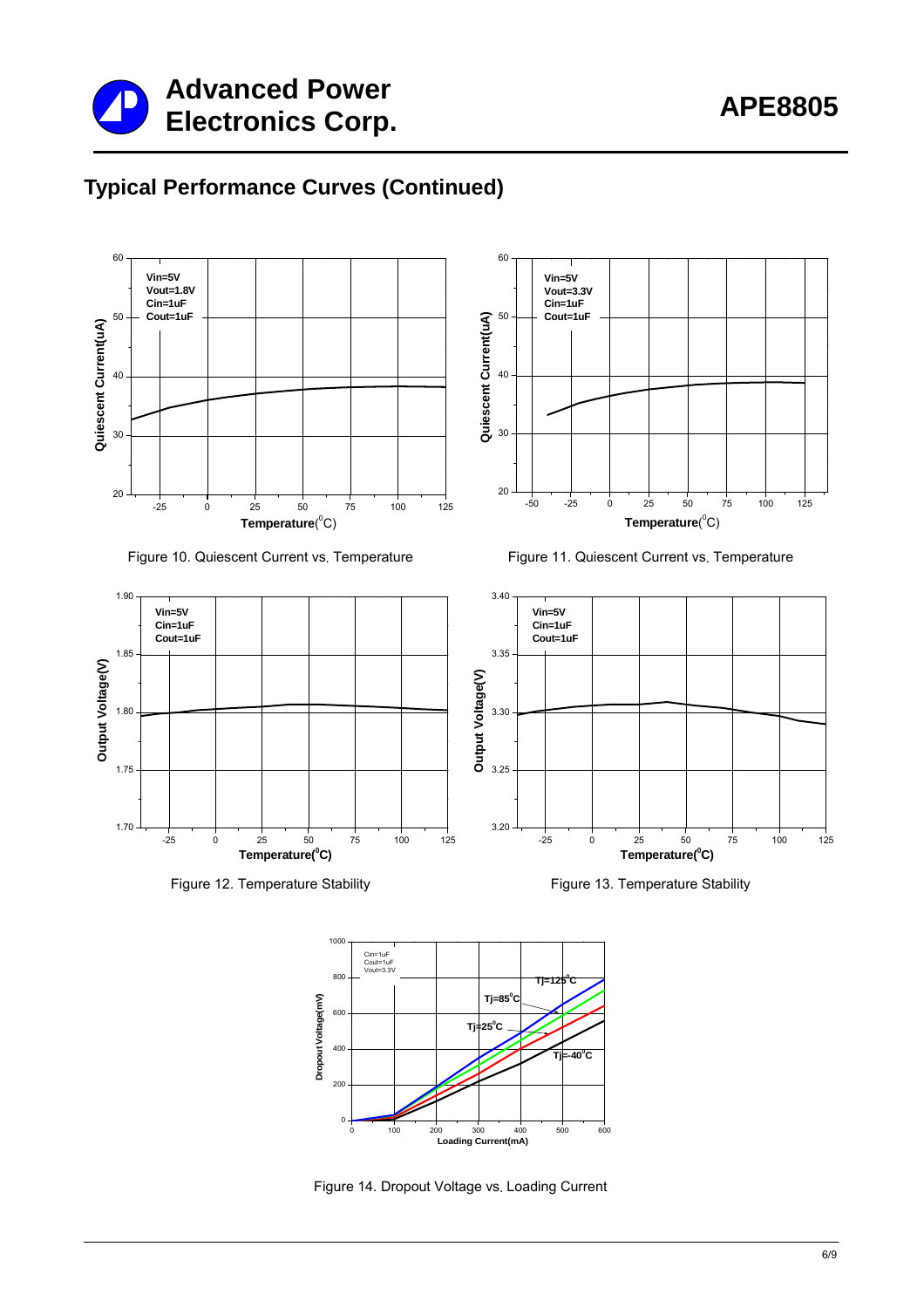## Typical Performance Curves (Continued)

Figure 10. Quiescent Current vs. Temperature

Figure 11. Quiescent Current vs. Temperature

Figure 12. Temperature Stability

Figure 13. Temperature Stability

Figure 14. Dropout Voltage vs. Loading Current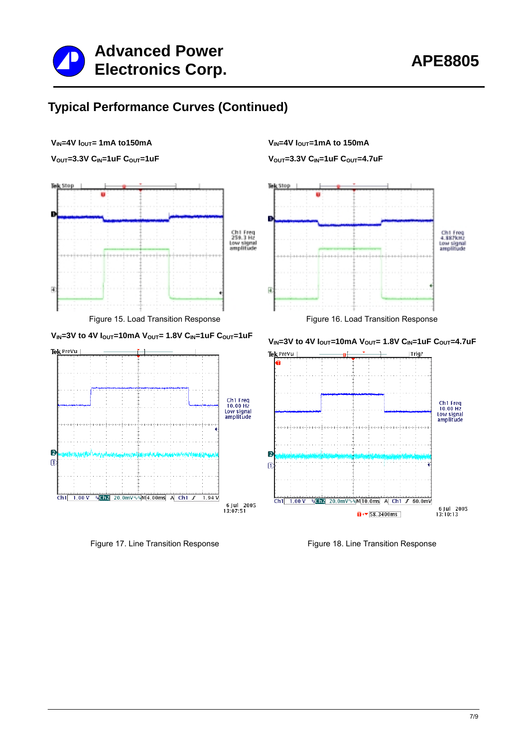## Typical Performance Curves (Continued)

$V_{IN}$=4V $I_{OUT}$= 1mA to150mA

$V_{OUT}$=3.3V $C_{IN}$=1uF $C_{OUT}$=1uF

Figure 15. Load Transition Response

$V_{IN}$=4V $I_{OUT}$=1mA to 150mA

$V_{OUT}$=3.3V $C_{IN}$=1uF $C_{OUT}$=4.7uF

Figure 16. Load Transition Response

$V_{IN}$=3V to 4V $I_{OUT}$=10mA $V_{OUT}$= 1.8V $C_{IN}$=1uF $C_{OUT}$=1uF

Figure 17. Line Transition Response

$V_{IN}$=3V to 4V $I_{OUT}$=10mA $V_{OUT}$= 1.8V $C_{IN}$=1uF $C_{OUT}$=4.7uF

Figure 18. Line Transition Response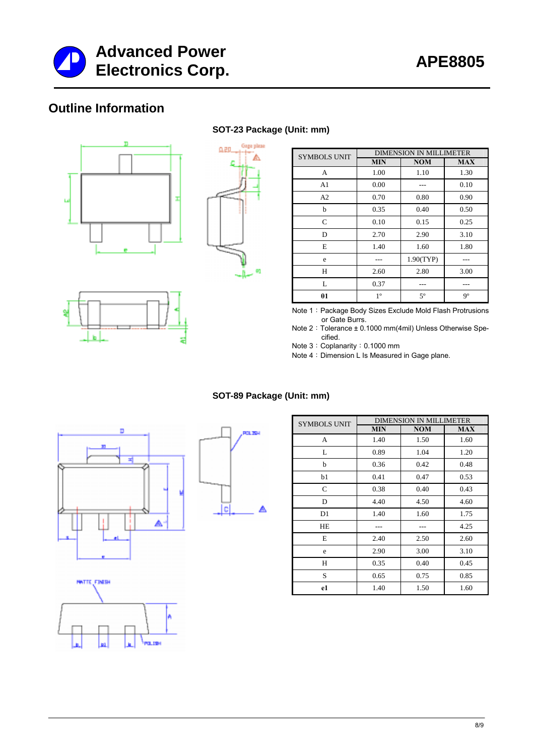## Outline Information

### SOT-23 Package (Unit: mm)

| SYMBOLS UNIT | DIMENSION IN MILLIMETER | | |
|---|---|---|---|
| | MIN | NOM | MAX |
| A | 1.00 | 1.10 | 1.30 |
| A1 | 0.00 | --- | 0.10 |
| A2 | 0.70 | 0.80 | 0.90 |
| b | 0.35 | 0.40 | 0.50 |
| C | 0.10 | 0.15 | 0.25 |
| D | 2.70 | 2.90 | 3.10 |
| E | 1.40 | 1.60 | 1.80 |
| e | --- | 1.90(TYP) | --- |
| H | 2.60 | 2.80 | 3.00 |
| L | 0.37 | --- | --- |
| θ1 | 1° | 5° | 9° |

Note 1：Package Body Sizes Exclude Mold Flash Protrusions or Gate Burrs.
Note 2：Tolerance ± 0.1000 mm(4mil) Unless Otherwise Specified.
Note 3：Coplanarity：0.1000 mm
Note 4：Dimension L Is Measured in Gage plane.

### SOT-89 Package (Unit: mm)

| SYMBOLS UNIT | DIMENSION IN MILLIMETER | | |
|---|---|---|---|
| | MIN | NOM | MAX |
| A | 1.40 | 1.50 | 1.60 |
| L | 0.89 | 1.04 | 1.20 |
| b | 0.36 | 0.42 | 0.48 |
| b1 | 0.41 | 0.47 | 0.53 |
| C | 0.38 | 0.40 | 0.43 |
| D | 4.40 | 4.50 | 4.60 |
| D1 | 1.40 | 1.60 | 1.75 |
| HE | --- | --- | 4.25 |
| E | 2.40 | 2.50 | 2.60 |
| e | 2.90 | 3.00 | 3.10 |
| H | 0.35 | 0.40 | 0.45 |
| S | 0.65 | 0.75 | 0.85 |
| e1 | 1.40 | 1.50 | 1.60 |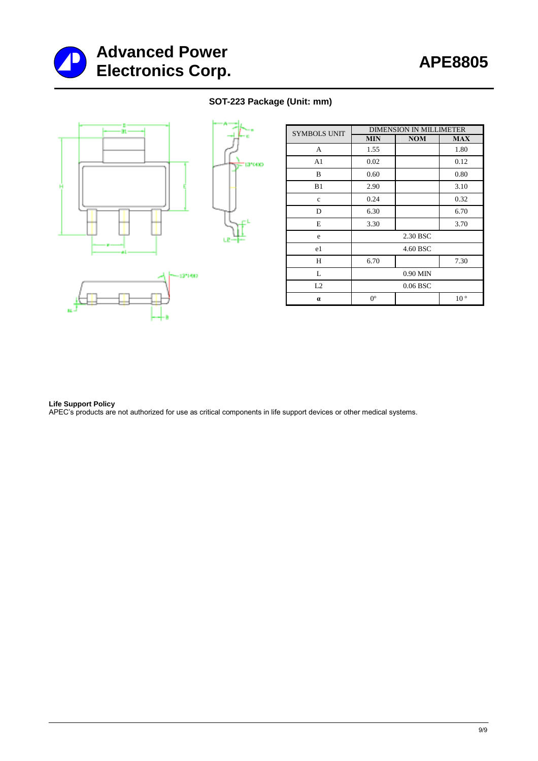## SOT-223 Package (Unit: mm)

| SYMBOLS UNIT | DIMENSION IN MILLIMETER | | |
|---|---|---|---|
| | MIN | NOM | MAX |
| A | 1.55 | | 1.80 |
| A1 | 0.02 | | 0.12 |
| B | 0.60 | | 0.80 |
| B1 | 2.90 | | 3.10 |
| c | 0.24 | | 0.32 |
| D | 6.30 | | 6.70 |
| E | 3.30 | | 3.70 |
| e | 2.30 BSC | | |
| e1 | 4.60 BSC | | |
| H | 6.70 | | 7.30 |
| L | 0.90 MIN | | |
| L2 | 0.06 BSC | | |
| α | 0° | | 10° |

**Life Support Policy**
APEC's products are not authorized for use as critical components in life support devices or other medical systems.